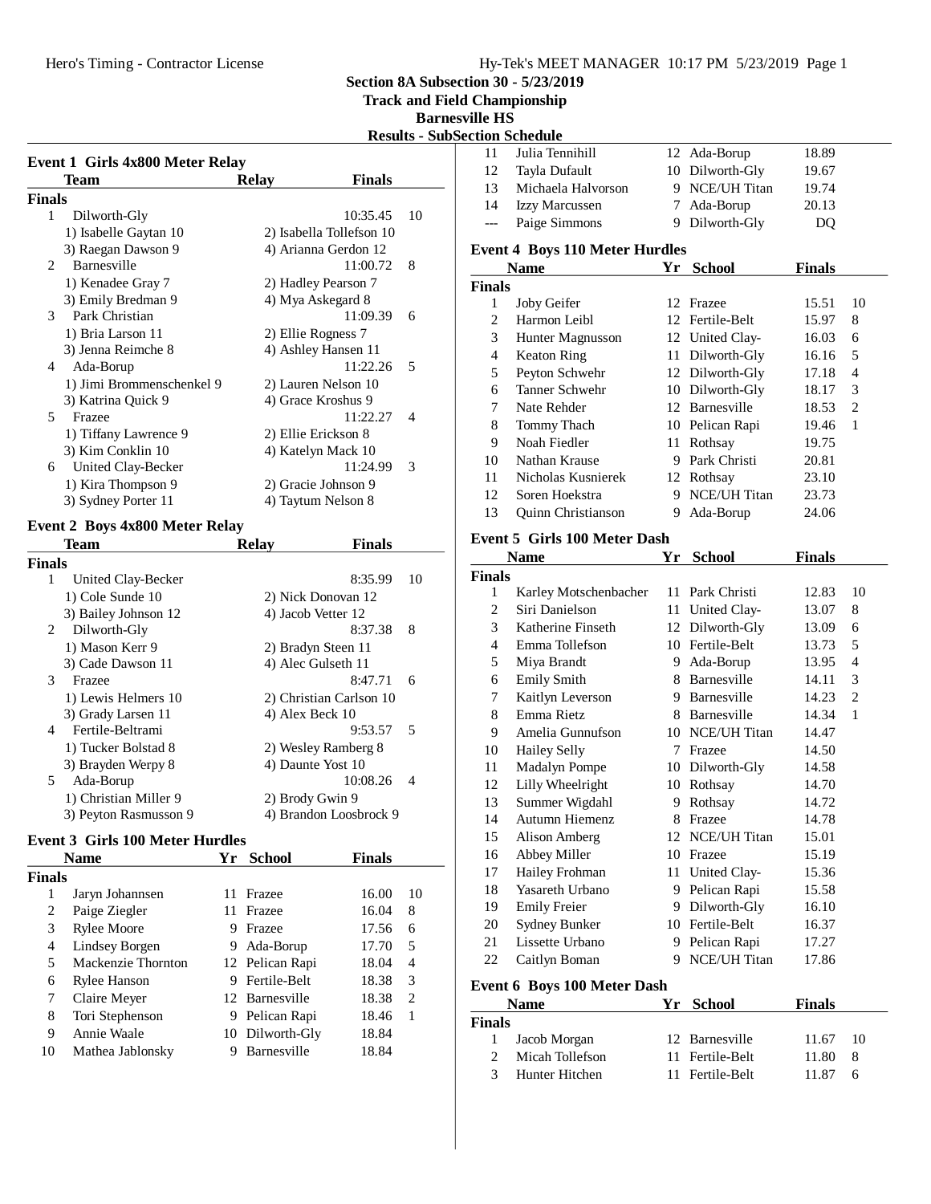# Section 8A Subsection 30 - 5/23/2019
## Track and Field Championship
## Barnesville HS
## Results - SubSection Schedule

### Event 1 Girls 4x800 Meter Relay

| | Team | Relay | Finals | |
|---|---|---|---|---|
| **Finals** | | | | |
| 1 | Dilworth-Gly | | 10:35.45 | 10 |
| | 1) Isabelle Gaytan 10 | 2) Isabella Tollefson 10 | | |
| | 3) Raegan Dawson 9 | 4) Arianna Gerdon 12 | | |
| 2 | Barnesville | | 11:00.72 | 8 |
| | 1) Kenadee Gray 7 | 2) Hadley Pearson 7 | | |
| | 3) Emily Bredman 9 | 4) Mya Askegard 8 | | |
| 3 | Park Christian | | 11:09.39 | 6 |
| | 1) Bria Larson 11 | 2) Ellie Rogness 7 | | |
| | 3) Jenna Reimche 8 | 4) Ashley Hansen 11 | | |
| 4 | Ada-Borup | | 11:22.26 | 5 |
| | 1) Jimi Brommenschenkel 9 | 2) Lauren Nelson 10 | | |
| | 3) Katrina Quick 9 | 4) Grace Kroshus 9 | | |
| 5 | Frazee | | 11:22.27 | 4 |
| | 1) Tiffany Lawrence 9 | 2) Ellie Erickson 8 | | |
| | 3) Kim Conklin 10 | 4) Katelyn Mack 10 | | |
| 6 | United Clay-Becker | | 11:24.99 | 3 |
| | 1) Kira Thompson 9 | 2) Gracie Johnson 9 | | |
| | 3) Sydney Porter 11 | 4) Taytum Nelson 8 | | |

### Event 2 Boys 4x800 Meter Relay

| | Team | Relay | Finals | |
|---|---|---|---|---|
| **Finals** | | | | |
| 1 | United Clay-Becker | | 8:35.99 | 10 |
| | 1) Cole Sunde 10 | 2) Nick Donovan 12 | | |
| | 3) Bailey Johnson 12 | 4) Jacob Vetter 12 | | |
| 2 | Dilworth-Gly | | 8:37.38 | 8 |
| | 1) Mason Kerr 9 | 2) Bradyn Steen 11 | | |
| | 3) Cade Dawson 11 | 4) Alec Gulseth 11 | | |
| 3 | Frazee | | 8:47.71 | 6 |
| | 1) Lewis Helmers 10 | 2) Christian Carlson 10 | | |
| | 3) Grady Larsen 11 | 4) Alex Beck 10 | | |
| 4 | Fertile-Beltrami | | 9:53.57 | 5 |
| | 1) Tucker Bolstad 8 | 2) Wesley Ramberg 8 | | |
| | 3) Brayden Werpy 8 | 4) Daunte Yost 10 | | |
| 5 | Ada-Borup | | 10:08.26 | 4 |
| | 1) Christian Miller 9 | 2) Brody Gwin 9 | | |
| | 3) Peyton Rasmusson 9 | 4) Brandon Loosbrock 9 | | |

### Event 3 Girls 100 Meter Hurdles

| | Name | Yr | School | Finals | |
|---|---|---|---|---|---|
| **Finals** | | | | | |
| 1 | Jaryn Johannsen | 11 | Frazee | 16.00 | 10 |
| 2 | Paige Ziegler | 11 | Frazee | 16.04 | 8 |
| 3 | Rylee Moore | 9 | Frazee | 17.56 | 6 |
| 4 | Lindsey Borgen | 9 | Ada-Borup | 17.70 | 5 |
| 5 | Mackenzie Thornton | 12 | Pelican Rapi | 18.04 | 4 |
| 6 | Rylee Hanson | 9 | Fertile-Belt | 18.38 | 3 |
| 7 | Claire Meyer | 12 | Barnesville | 18.38 | 2 |
| 8 | Tori Stephenson | 9 | Pelican Rapi | 18.46 | 1 |
| 9 | Annie Waale | 10 | Dilworth-Gly | 18.84 | |
| 10 | Mathea Jablonsky | 9 | Barnesville | 18.84 | |
| 11 | Julia Tennihill | 12 | Ada-Borup | 18.89 | |
| 12 | Tayla Dufault | 10 | Dilworth-Gly | 19.67 | |
| 13 | Michaela Halvorson | 9 | NCE/UH Titan | 19.74 | |
| 14 | Izzy Marcussen | 7 | Ada-Borup | 20.13 | |
| --- | Paige Simmons | 9 | Dilworth-Gly | DQ | |

### Event 4 Boys 110 Meter Hurdles

| | Name | Yr | School | Finals | |
|---|---|---|---|---|---|
| **Finals** | | | | | |
| 1 | Joby Geifer | 12 | Frazee | 15.51 | 10 |
| 2 | Harmon Leibl | 12 | Fertile-Belt | 15.97 | 8 |
| 3 | Hunter Magnusson | 12 | United Clay- | 16.03 | 6 |
| 4 | Keaton Ring | 11 | Dilworth-Gly | 16.16 | 5 |
| 5 | Peyton Schwehr | 12 | Dilworth-Gly | 17.18 | 4 |
| 6 | Tanner Schwehr | 10 | Dilworth-Gly | 18.17 | 3 |
| 7 | Nate Rehder | 12 | Barnesville | 18.53 | 2 |
| 8 | Tommy Thach | 10 | Pelican Rapi | 19.46 | 1 |
| 9 | Noah Fiedler | 11 | Rothsay | 19.75 | |
| 10 | Nathan Krause | 9 | Park Christi | 20.81 | |
| 11 | Nicholas Kusnierek | 12 | Rothsay | 23.10 | |
| 12 | Soren Hoekstra | 9 | NCE/UH Titan | 23.73 | |
| 13 | Quinn Christianson | 9 | Ada-Borup | 24.06 | |

### Event 5 Girls 100 Meter Dash

| | Name | Yr | School | Finals | |
|---|---|---|---|---|---|
| **Finals** | | | | | |
| 1 | Karley Motschenbacher | 11 | Park Christi | 12.83 | 10 |
| 2 | Siri Danielson | 11 | United Clay- | 13.07 | 8 |
| 3 | Katherine Finseth | 12 | Dilworth-Gly | 13.09 | 6 |
| 4 | Emma Tollefson | 10 | Fertile-Belt | 13.73 | 5 |
| 5 | Miya Brandt | 9 | Ada-Borup | 13.95 | 4 |
| 6 | Emily Smith | 8 | Barnesville | 14.11 | 3 |
| 7 | Kaitlyn Leverson | 9 | Barnesville | 14.23 | 2 |
| 8 | Emma Rietz | 8 | Barnesville | 14.34 | 1 |
| 9 | Amelia Gunnufson | 10 | NCE/UH Titan | 14.47 | |
| 10 | Hailey Selly | 7 | Frazee | 14.50 | |
| 11 | Madalyn Pompe | 10 | Dilworth-Gly | 14.58 | |
| 12 | Lilly Wheelright | 10 | Rothsay | 14.70 | |
| 13 | Summer Wigdahl | 9 | Rothsay | 14.72 | |
| 14 | Autumn Hiemenz | 8 | Frazee | 14.78 | |
| 15 | Alison Amberg | 12 | NCE/UH Titan | 15.01 | |
| 16 | Abbey Miller | 10 | Frazee | 15.19 | |
| 17 | Hailey Frohman | 11 | United Clay- | 15.36 | |
| 18 | Yasareth Urbano | 9 | Pelican Rapi | 15.58 | |
| 19 | Emily Freier | 9 | Dilworth-Gly | 16.10 | |
| 20 | Sydney Bunker | 10 | Fertile-Belt | 16.37 | |
| 21 | Lissette Urbano | 9 | Pelican Rapi | 17.27 | |
| 22 | Caitlyn Boman | 9 | NCE/UH Titan | 17.86 | |

### Event 6 Boys 100 Meter Dash

| | Name | Yr | School | Finals | |
|---|---|---|---|---|---|
| **Finals** | | | | | |
| 1 | Jacob Morgan | 12 | Barnesville | 11.67 | 10 |
| 2 | Micah Tollefson | 11 | Fertile-Belt | 11.80 | 8 |
| 3 | Hunter Hitchen | 11 | Fertile-Belt | 11.87 | 6 |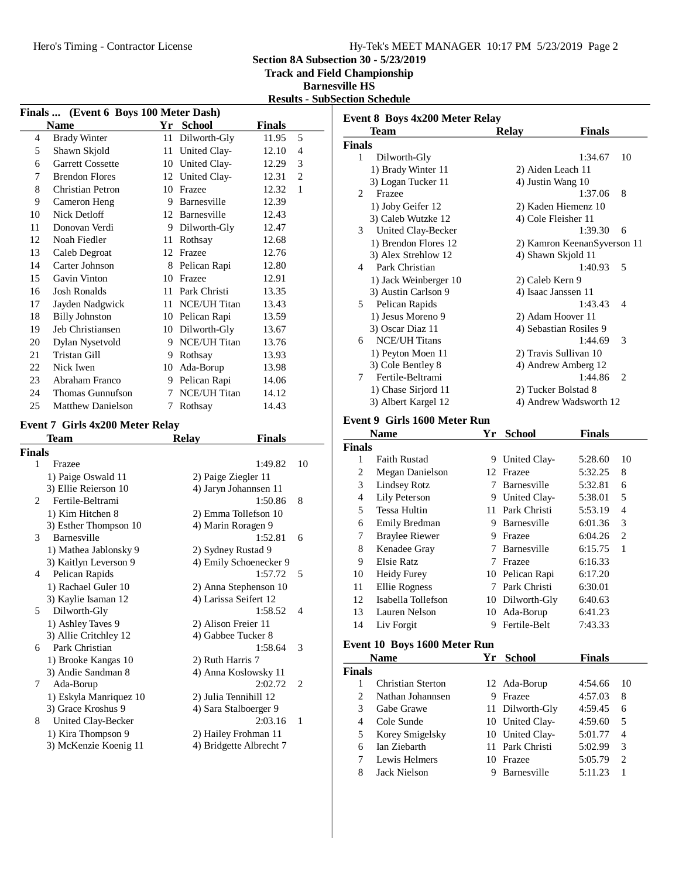**Section 8A Subsection 30 - 5/23/2019**
**Track and Field Championship**
**Barnesville HS**
**Results - SubSection Schedule**

### Finals ... (Event 6 Boys 100 Meter Dash)

| | Name | Yr | School | Finals | |
|---|---|---|---|---|---|
| 4 | Brady Winter | 11 | Dilworth-Gly | 11.95 | 5 |
| 5 | Shawn Skjold | 11 | United Clay- | 12.10 | 4 |
| 6 | Garrett Cossette | 10 | United Clay- | 12.29 | 3 |
| 7 | Brendon Flores | 12 | United Clay- | 12.31 | 2 |
| 8 | Christian Petron | 10 | Frazee | 12.32 | 1 |
| 9 | Cameron Heng | 9 | Barnesville | 12.39 | |
| 10 | Nick Detloff | 12 | Barnesville | 12.43 | |
| 11 | Donovan Verdi | 9 | Dilworth-Gly | 12.47 | |
| 12 | Noah Fiedler | 11 | Rothsay | 12.68 | |
| 13 | Caleb Degroat | 12 | Frazee | 12.76 | |
| 14 | Carter Johnson | 8 | Pelican Rapi | 12.80 | |
| 15 | Gavin Vinton | 10 | Frazee | 12.91 | |
| 16 | Josh Ronalds | 11 | Park Christi | 13.35 | |
| 17 | Jayden Nadgwick | 11 | NCE/UH Titan | 13.43 | |
| 18 | Billy Johnston | 10 | Pelican Rapi | 13.59 | |
| 19 | Jeb Christiansen | 10 | Dilworth-Gly | 13.67 | |
| 20 | Dylan Nysetvold | 9 | NCE/UH Titan | 13.76 | |
| 21 | Tristan Gill | 9 | Rothsay | 13.93 | |
| 22 | Nick Iwen | 10 | Ada-Borup | 13.98 | |
| 23 | Abraham Franco | 9 | Pelican Rapi | 14.06 | |
| 24 | Thomas Gunnufson | 7 | NCE/UH Titan | 14.12 | |
| 25 | Matthew Danielson | 7 | Rothsay | 14.43 | |

### Event 7 Girls 4x200 Meter Relay

| | Team | Relay | Finals | |
|---|---|---|---|---|
| **Finals** | | | | |
| 1 | Frazee | | 1:49.82 | 10 |
| | 1) Paige Oswald 11 | 2) Paige Ziegler 11 | | |
| | 3) Ellie Reierson 10 | 4) Jaryn Johannsen 11 | | |
| 2 | Fertile-Beltrami | | 1:50.86 | 8 |
| | 1) Kim Hitchen 8 | 2) Emma Tollefson 10 | | |
| | 3) Esther Thompson 10 | 4) Marin Roragen 9 | | |
| 3 | Barnesville | | 1:52.81 | 6 |
| | 1) Mathea Jablonsky 9 | 2) Sydney Rustad 9 | | |
| | 3) Kaitlyn Leverson 9 | 4) Emily Schoenecker 9 | | |
| 4 | Pelican Rapids | | 1:57.72 | 5 |
| | 1) Rachael Guler 10 | 2) Anna Stephenson 10 | | |
| | 3) Kaylie Isaman 12 | 4) Larissa Seifert 12 | | |
| 5 | Dilworth-Gly | | 1:58.52 | 4 |
| | 1) Ashley Taves 9 | 2) Alison Freier 11 | | |
| | 3) Allie Critchley 12 | 4) Gabbee Tucker 8 | | |
| 6 | Park Christian | | 1:58.64 | 3 |
| | 1) Brooke Kangas 10 | 2) Ruth Harris 7 | | |
| | 3) Andie Sandman 8 | 4) Anna Koslowsky 11 | | |
| 7 | Ada-Borup | | 2:02.72 | 2 |
| | 1) Eskyla Manriquez 10 | 2) Julia Tennihill 12 | | |
| | 3) Grace Kroshus 9 | 4) Sara Stalboerger 9 | | |
| 8 | United Clay-Becker | | 2:03.16 | 1 |
| | 1) Kira Thompson 9 | 2) Hailey Frohman 11 | | |
| | 3) McKenzie Koenig 11 | 4) Bridgette Albrecht 7 | | |

### Event 8 Boys 4x200 Meter Relay

| | Team | Relay | Finals | |
|---|---|---|---|---|
| **Finals** | | | | |
| 1 | Dilworth-Gly | | 1:34.67 | 10 |
| | 1) Brady Winter 11 | 2) Aiden Leach 11 | | |
| | 3) Logan Tucker 11 | 4) Justin Wang 10 | | |
| 2 | Frazee | | 1:37.06 | 8 |
| | 1) Joby Geifer 12 | 2) Kaden Hiemenz 10 | | |
| | 3) Caleb Wutzke 12 | 4) Cole Fleisher 11 | | |
| 3 | United Clay-Becker | | 1:39.30 | 6 |
| | 1) Brendon Flores 12 | 2) Kamron KeenanSyverson 11 | | |
| | 3) Alex Strehlow 12 | 4) Shawn Skjold 11 | | |
| 4 | Park Christian | | 1:40.93 | 5 |
| | 1) Jack Weinberger 10 | 2) Caleb Kern 9 | | |
| | 3) Austin Carlson 9 | 4) Isaac Janssen 11 | | |
| 5 | Pelican Rapids | | 1:43.43 | 4 |
| | 1) Jesus Moreno 9 | 2) Adam Hoover 11 | | |
| | 3) Oscar Diaz 11 | 4) Sebastian Rosiles 9 | | |
| 6 | NCE/UH Titans | | 1:44.69 | 3 |
| | 1) Peyton Moen 11 | 2) Travis Sullivan 10 | | |
| | 3) Cole Bentley 8 | 4) Andrew Amberg 12 | | |
| 7 | Fertile-Beltrami | | 1:44.86 | 2 |
| | 1) Chase Sirjord 11 | 2) Tucker Bolstad 8 | | |
| | 3) Albert Kargel 12 | 4) Andrew Wadsworth 12 | | |

### Event 9 Girls 1600 Meter Run

| | Name | Yr | School | Finals | |
|---|---|---|---|---|---|
| **Finals** | | | | | |
| 1 | Faith Rustad | 9 | United Clay- | 5:28.60 | 10 |
| 2 | Megan Danielson | 12 | Frazee | 5:32.25 | 8 |
| 3 | Lindsey Rotz | 7 | Barnesville | 5:32.81 | 6 |
| 4 | Lily Peterson | 9 | United Clay- | 5:38.01 | 5 |
| 5 | Tessa Hultin | 11 | Park Christi | 5:53.19 | 4 |
| 6 | Emily Bredman | 9 | Barnesville | 6:01.36 | 3 |
| 7 | Braylee Riewer | 9 | Frazee | 6:04.26 | 2 |
| 8 | Kenadee Gray | 7 | Barnesville | 6:15.75 | 1 |
| 9 | Elsie Ratz | 7 | Frazee | 6:16.33 | |
| 10 | Heidy Furey | 10 | Pelican Rapi | 6:17.20 | |
| 11 | Ellie Rogness | 7 | Park Christi | 6:30.01 | |
| 12 | Isabella Tollefson | 10 | Dilworth-Gly | 6:40.63 | |
| 13 | Lauren Nelson | 10 | Ada-Borup | 6:41.23 | |
| 14 | Liv Forgit | 9 | Fertile-Belt | 7:43.33 | |

### Event 10 Boys 1600 Meter Run

| | Name | Yr | School | Finals | |
|---|---|---|---|---|---|
| **Finals** | | | | | |
| 1 | Christian Sterton | 12 | Ada-Borup | 4:54.66 | 10 |
| 2 | Nathan Johannsen | 9 | Frazee | 4:57.03 | 8 |
| 3 | Gabe Grawe | 11 | Dilworth-Gly | 4:59.45 | 6 |
| 4 | Cole Sunde | 10 | United Clay- | 4:59.60 | 5 |
| 5 | Korey Smigelsky | 10 | United Clay- | 5:01.77 | 4 |
| 6 | Ian Ziebarth | 11 | Park Christi | 5:02.99 | 3 |
| 7 | Lewis Helmers | 10 | Frazee | 5:05.79 | 2 |
| 8 | Jack Nielson | 9 | Barnesville | 5:11.23 | 1 |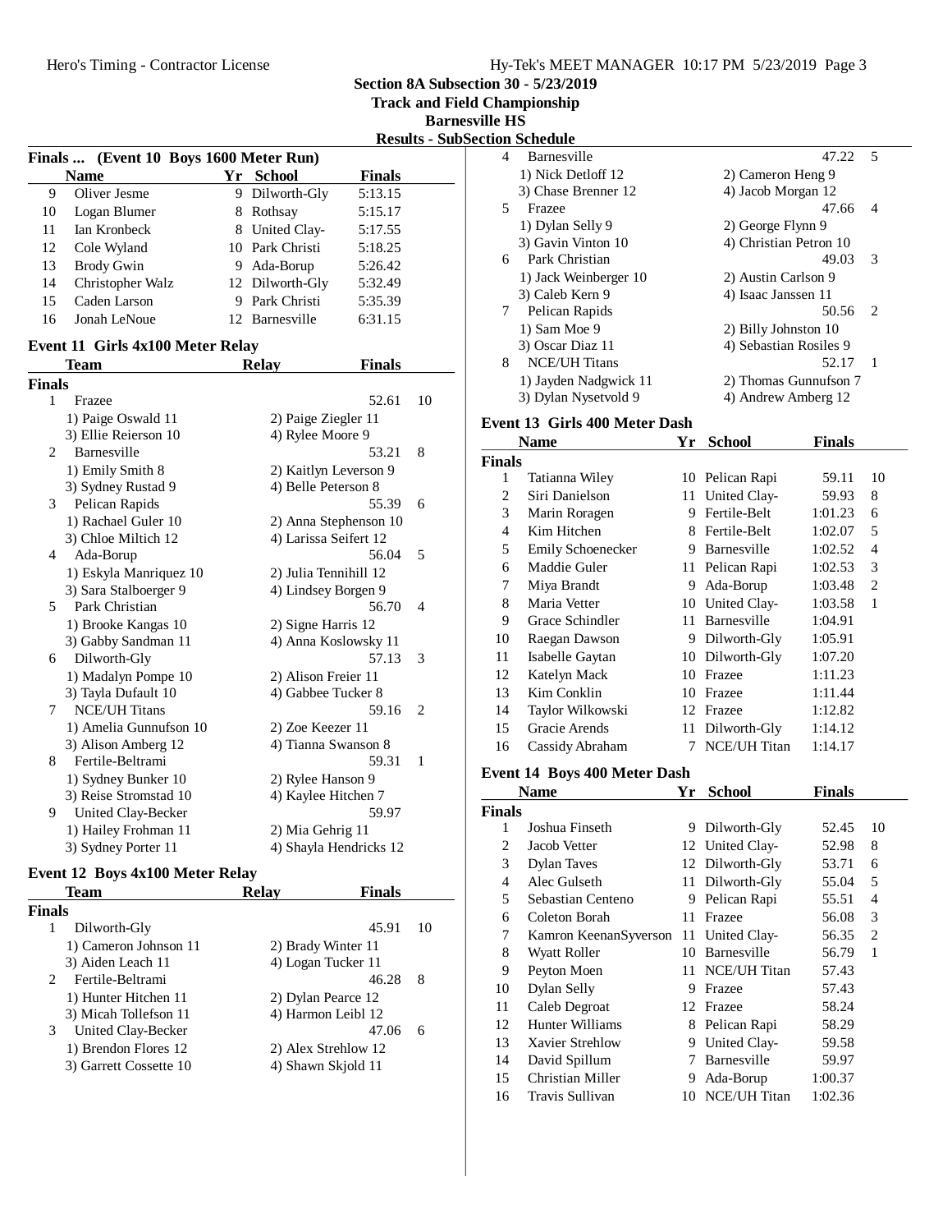## Section 8A Subsection 30 - 5/23/2019
## Track and Field Championship
## Barnesville HS
## Results - SubSection Schedule

### Finals ... (Event 10 Boys 1600 Meter Run)

| | Name | Yr | School | Finals |
|---|---|---|---|---|
| 9 | Oliver Jesme | 9 | Dilworth-Gly | 5:13.15 |
| 10 | Logan Blumer | 8 | Rothsay | 5:15.17 |
| 11 | Ian Kronbeck | 8 | United Clay- | 5:17.55 |
| 12 | Cole Wyland | 10 | Park Christi | 5:18.25 |
| 13 | Brody Gwin | 9 | Ada-Borup | 5:26.42 |
| 14 | Christopher Walz | 12 | Dilworth-Gly | 5:32.49 |
| 15 | Caden Larson | 9 | Park Christi | 5:35.39 |
| 16 | Jonah LeNoue | 12 | Barnesville | 6:31.15 |

### Event 11 Girls 4x100 Meter Relay

**Finals**

| | Team | Relay | Finals | Points |
|---|---|---|---|---|
| 1 | Frazee | | 52.61 | 10 |
| | 1) Paige Oswald 11 | 2) Paige Ziegler 11 | | |
| | 3) Ellie Reierson 10 | 4) Rylee Moore 9 | | |
| 2 | Barnesville | | 53.21 | 8 |
| | 1) Emily Smith 8 | 2) Kaitlyn Leverson 9 | | |
| | 3) Sydney Rustad 9 | 4) Belle Peterson 8 | | |
| 3 | Pelican Rapids | | 55.39 | 6 |
| | 1) Rachael Guler 10 | 2) Anna Stephenson 10 | | |
| | 3) Chloe Miltich 12 | 4) Larissa Seifert 12 | | |
| 4 | Ada-Borup | | 56.04 | 5 |
| | 1) Eskyla Manriquez 10 | 2) Julia Tennihill 12 | | |
| | 3) Sara Stalboerger 9 | 4) Lindsey Borgen 9 | | |
| 5 | Park Christian | | 56.70 | 4 |
| | 1) Brooke Kangas 10 | 2) Signe Harris 12 | | |
| | 3) Gabby Sandman 11 | 4) Anna Koslowsky 11 | | |
| 6 | Dilworth-Gly | | 57.13 | 3 |
| | 1) Madalyn Pompe 10 | 2) Alison Freier 11 | | |
| | 3) Tayla Dufault 10 | 4) Gabbee Tucker 8 | | |
| 7 | NCE/UH Titans | | 59.16 | 2 |
| | 1) Amelia Gunnufson 10 | 2) Zoe Keezer 11 | | |
| | 3) Alison Amberg 12 | 4) Tianna Swanson 8 | | |
| 8 | Fertile-Beltrami | | 59.31 | 1 |
| | 1) Sydney Bunker 10 | 2) Rylee Hanson 9 | | |
| | 3) Reise Stromstad 10 | 4) Kaylee Hitchen 7 | | |
| 9 | United Clay-Becker | | 59.97 | |
| | 1) Hailey Frohman 11 | 2) Mia Gehrig 11 | | |
| | 3) Sydney Porter 11 | 4) Shayla Hendricks 12 | | |

### Event 12 Boys 4x100 Meter Relay

**Finals**

| | Team | Relay | Finals | Points |
|---|---|---|---|---|
| 1 | Dilworth-Gly | | 45.91 | 10 |
| | 1) Cameron Johnson 11 | 2) Brady Winter 11 | | |
| | 3) Aiden Leach 11 | 4) Logan Tucker 11 | | |
| 2 | Fertile-Beltrami | | 46.28 | 8 |
| | 1) Hunter Hitchen 11 | 2) Dylan Pearce 12 | | |
| | 3) Micah Tollefson 11 | 4) Harmon Leibl 12 | | |
| 3 | United Clay-Becker | | 47.06 | 6 |
| | 1) Brendon Flores 12 | 2) Alex Strehlow 12 | | |
| | 3) Garrett Cossette 10 | 4) Shawn Skjold 11 | | |
| 4 | Barnesville | | 47.22 | 5 |
| | 1) Nick Detloff 12 | 2) Cameron Heng 9 | | |
| | 3) Chase Brenner 12 | 4) Jacob Morgan 12 | | |
| 5 | Frazee | | 47.66 | 4 |
| | 1) Dylan Selly 9 | 2) George Flynn 9 | | |
| | 3) Gavin Vinton 10 | 4) Christian Petron 10 | | |
| 6 | Park Christian | | 49.03 | 3 |
| | 1) Jack Weinberger 10 | 2) Austin Carlson 9 | | |
| | 3) Caleb Kern 9 | 4) Isaac Janssen 11 | | |
| 7 | Pelican Rapids | | 50.56 | 2 |
| | 1) Sam Moe 9 | 2) Billy Johnston 10 | | |
| | 3) Oscar Diaz 11 | 4) Sebastian Rosiles 9 | | |
| 8 | NCE/UH Titans | | 52.17 | 1 |
| | 1) Jayden Nadgwick 11 | 2) Thomas Gunnufson 7 | | |
| | 3) Dylan Nysetvold 9 | 4) Andrew Amberg 12 | | |

### Event 13 Girls 400 Meter Dash

**Finals**

| | Name | Yr | School | Finals | Points |
|---|---|---|---|---|---|
| 1 | Tatianna Wiley | 10 | Pelican Rapi | 59.11 | 10 |
| 2 | Siri Danielson | 11 | United Clay- | 59.93 | 8 |
| 3 | Marin Roragen | 9 | Fertile-Belt | 1:01.23 | 6 |
| 4 | Kim Hitchen | 8 | Fertile-Belt | 1:02.07 | 5 |
| 5 | Emily Schoenecker | 9 | Barnesville | 1:02.52 | 4 |
| 6 | Maddie Guler | 11 | Pelican Rapi | 1:02.53 | 3 |
| 7 | Miya Brandt | 9 | Ada-Borup | 1:03.48 | 2 |
| 8 | Maria Vetter | 10 | United Clay- | 1:03.58 | 1 |
| 9 | Grace Schindler | 11 | Barnesville | 1:04.91 | |
| 10 | Raegan Dawson | 9 | Dilworth-Gly | 1:05.91 | |
| 11 | Isabelle Gaytan | 10 | Dilworth-Gly | 1:07.20 | |
| 12 | Katelyn Mack | 10 | Frazee | 1:11.23 | |
| 13 | Kim Conklin | 10 | Frazee | 1:11.44 | |
| 14 | Taylor Wilkowski | 12 | Frazee | 1:12.82 | |
| 15 | Gracie Arends | 11 | Dilworth-Gly | 1:14.12 | |
| 16 | Cassidy Abraham | 7 | NCE/UH Titan | 1:14.17 | |

### Event 14 Boys 400 Meter Dash

**Finals**

| | Name | Yr | School | Finals | Points |
|---|---|---|---|---|---|
| 1 | Joshua Finseth | 9 | Dilworth-Gly | 52.45 | 10 |
| 2 | Jacob Vetter | 12 | United Clay- | 52.98 | 8 |
| 3 | Dylan Taves | 12 | Dilworth-Gly | 53.71 | 6 |
| 4 | Alec Gulseth | 11 | Dilworth-Gly | 55.04 | 5 |
| 5 | Sebastian Centeno | 9 | Pelican Rapi | 55.51 | 4 |
| 6 | Coleton Borah | 11 | Frazee | 56.08 | 3 |
| 7 | Kamron KeenanSyverson | 11 | United Clay- | 56.35 | 2 |
| 8 | Wyatt Roller | 10 | Barnesville | 56.79 | 1 |
| 9 | Peyton Moen | 11 | NCE/UH Titan | 57.43 | |
| 10 | Dylan Selly | 9 | Frazee | 57.43 | |
| 11 | Caleb Degroat | 12 | Frazee | 58.24 | |
| 12 | Hunter Williams | 8 | Pelican Rapi | 58.29 | |
| 13 | Xavier Strehlow | 9 | United Clay- | 59.58 | |
| 14 | David Spillum | 7 | Barnesville | 59.97 | |
| 15 | Christian Miller | 9 | Ada-Borup | 1:00.37 | |
| 16 | Travis Sullivan | 10 | NCE/UH Titan | 1:02.36 | |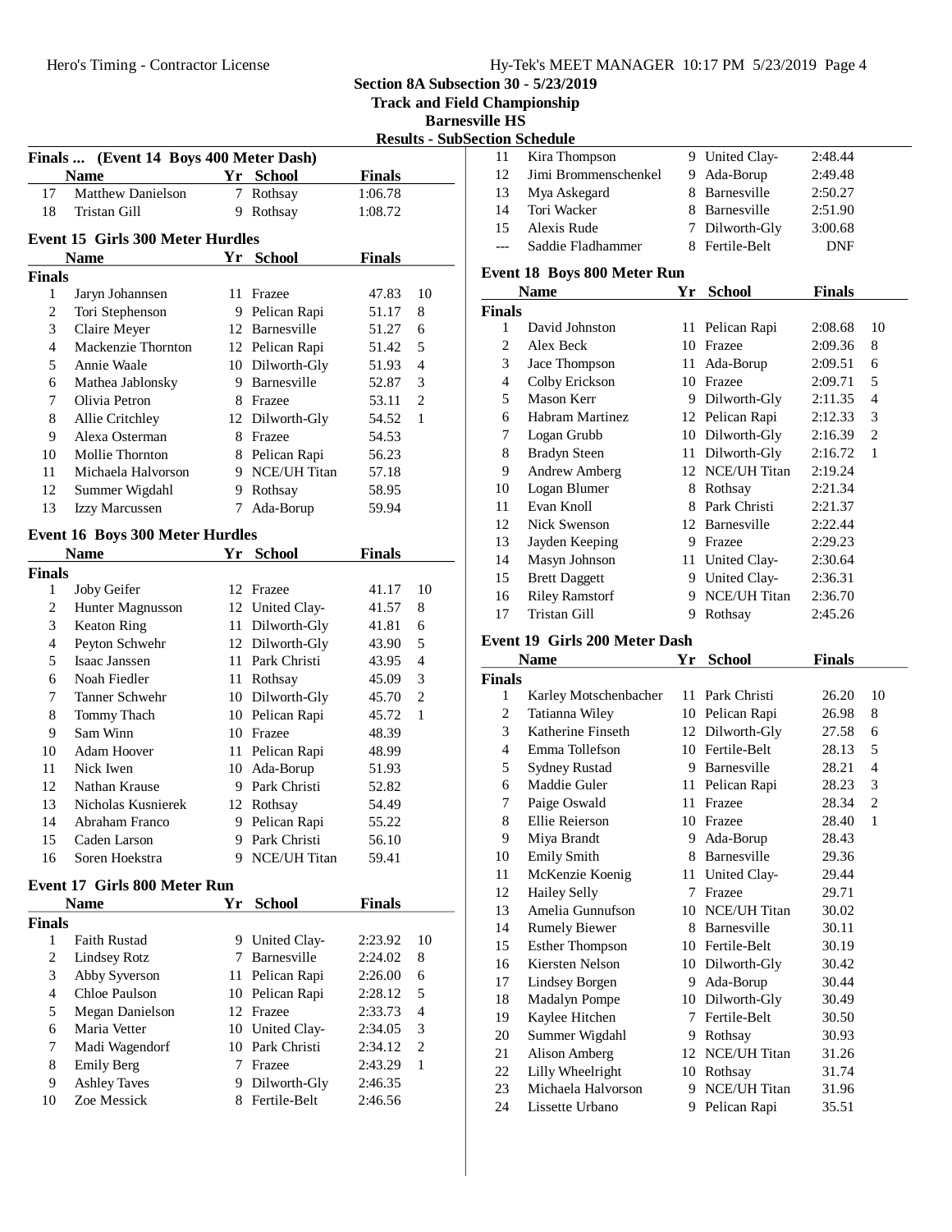Section 8A Subsection 30 - 5/23/2019
Track and Field Championship
Barnesville HS
Results - SubSection Schedule

### Finals ... (Event 14 Boys 400 Meter Dash)

| | Name | Yr | School | Finals | |
|---|---|---|---|---|---|
| 17 | Matthew Danielson | 7 | Rothsay | 1:06.78 | |
| 18 | Tristan Gill | 9 | Rothsay | 1:08.72 | |

### Event 15 Girls 300 Meter Hurdles

| | Name | Yr | School | Finals | |
|---|---|---|---|---|---|
| **Finals** | | | | | |
| 1 | Jaryn Johannsen | 11 | Frazee | 47.83 | 10 |
| 2 | Tori Stephenson | 9 | Pelican Rapi | 51.17 | 8 |
| 3 | Claire Meyer | 12 | Barnesville | 51.27 | 6 |
| 4 | Mackenzie Thornton | 12 | Pelican Rapi | 51.42 | 5 |
| 5 | Annie Waale | 10 | Dilworth-Gly | 51.93 | 4 |
| 6 | Mathea Jablonsky | 9 | Barnesville | 52.87 | 3 |
| 7 | Olivia Petron | 8 | Frazee | 53.11 | 2 |
| 8 | Allie Critchley | 12 | Dilworth-Gly | 54.52 | 1 |
| 9 | Alexa Osterman | 8 | Frazee | 54.53 | |
| 10 | Mollie Thornton | 8 | Pelican Rapi | 56.23 | |
| 11 | Michaela Halvorson | 9 | NCE/UH Titan | 57.18 | |
| 12 | Summer Wigdahl | 9 | Rothsay | 58.95 | |
| 13 | Izzy Marcussen | 7 | Ada-Borup | 59.94 | |

### Event 16 Boys 300 Meter Hurdles

| | Name | Yr | School | Finals | |
|---|---|---|---|---|---|
| **Finals** | | | | | |
| 1 | Joby Geifer | 12 | Frazee | 41.17 | 10 |
| 2 | Hunter Magnusson | 12 | United Clay- | 41.57 | 8 |
| 3 | Keaton Ring | 11 | Dilworth-Gly | 41.81 | 6 |
| 4 | Peyton Schwehr | 12 | Dilworth-Gly | 43.90 | 5 |
| 5 | Isaac Janssen | 11 | Park Christi | 43.95 | 4 |
| 6 | Noah Fiedler | 11 | Rothsay | 45.09 | 3 |
| 7 | Tanner Schwehr | 10 | Dilworth-Gly | 45.70 | 2 |
| 8 | Tommy Thach | 10 | Pelican Rapi | 45.72 | 1 |
| 9 | Sam Winn | 10 | Frazee | 48.39 | |
| 10 | Adam Hoover | 11 | Pelican Rapi | 48.99 | |
| 11 | Nick Iwen | 10 | Ada-Borup | 51.93 | |
| 12 | Nathan Krause | 9 | Park Christi | 52.82 | |
| 13 | Nicholas Kusnierek | 12 | Rothsay | 54.49 | |
| 14 | Abraham Franco | 9 | Pelican Rapi | 55.22 | |
| 15 | Caden Larson | 9 | Park Christi | 56.10 | |
| 16 | Soren Hoekstra | 9 | NCE/UH Titan | 59.41 | |

### Event 17 Girls 800 Meter Run

| | Name | Yr | School | Finals | |
|---|---|---|---|---|---|
| **Finals** | | | | | |
| 1 | Faith Rustad | 9 | United Clay- | 2:23.92 | 10 |
| 2 | Lindsey Rotz | 7 | Barnesville | 2:24.02 | 8 |
| 3 | Abby Syverson | 11 | Pelican Rapi | 2:26.00 | 6 |
| 4 | Chloe Paulson | 10 | Pelican Rapi | 2:28.12 | 5 |
| 5 | Megan Danielson | 12 | Frazee | 2:33.73 | 4 |
| 6 | Maria Vetter | 10 | United Clay- | 2:34.05 | 3 |
| 7 | Madi Wagendorf | 10 | Park Christi | 2:34.12 | 2 |
| 8 | Emily Berg | 7 | Frazee | 2:43.29 | 1 |
| 9 | Ashley Taves | 9 | Dilworth-Gly | 2:46.35 | |
| 10 | Zoe Messick | 8 | Fertile-Belt | 2:46.56 | |
| 11 | Kira Thompson | 9 | United Clay- | 2:48.44 | |
| 12 | Jimi Brommenschenkel | 9 | Ada-Borup | 2:49.48 | |
| 13 | Mya Askegard | 8 | Barnesville | 2:50.27 | |
| 14 | Tori Wacker | 8 | Barnesville | 2:51.90 | |
| 15 | Alexis Rude | 7 | Dilworth-Gly | 3:00.68 | |
| --- | Saddie Fladhammer | 8 | Fertile-Belt | DNF | |

### Event 18 Boys 800 Meter Run

| | Name | Yr | School | Finals | |
|---|---|---|---|---|---|
| **Finals** | | | | | |
| 1 | David Johnston | 11 | Pelican Rapi | 2:08.68 | 10 |
| 2 | Alex Beck | 10 | Frazee | 2:09.36 | 8 |
| 3 | Jace Thompson | 11 | Ada-Borup | 2:09.51 | 6 |
| 4 | Colby Erickson | 10 | Frazee | 2:09.71 | 5 |
| 5 | Mason Kerr | 9 | Dilworth-Gly | 2:11.35 | 4 |
| 6 | Habram Martinez | 12 | Pelican Rapi | 2:12.33 | 3 |
| 7 | Logan Grubb | 10 | Dilworth-Gly | 2:16.39 | 2 |
| 8 | Bradyn Steen | 11 | Dilworth-Gly | 2:16.72 | 1 |
| 9 | Andrew Amberg | 12 | NCE/UH Titan | 2:19.24 | |
| 10 | Logan Blumer | 8 | Rothsay | 2:21.34 | |
| 11 | Evan Knoll | 8 | Park Christi | 2:21.37 | |
| 12 | Nick Swenson | 12 | Barnesville | 2:22.44 | |
| 13 | Jayden Keeping | 9 | Frazee | 2:29.23 | |
| 14 | Masyn Johnson | 11 | United Clay- | 2:30.64 | |
| 15 | Brett Daggett | 9 | United Clay- | 2:36.31 | |
| 16 | Riley Ramstorf | 9 | NCE/UH Titan | 2:36.70 | |
| 17 | Tristan Gill | 9 | Rothsay | 2:45.26 | |

### Event 19 Girls 200 Meter Dash

| | Name | Yr | School | Finals | |
|---|---|---|---|---|---|
| **Finals** | | | | | |
| 1 | Karley Motschenbacher | 11 | Park Christi | 26.20 | 10 |
| 2 | Tatianna Wiley | 10 | Pelican Rapi | 26.98 | 8 |
| 3 | Katherine Finseth | 12 | Dilworth-Gly | 27.58 | 6 |
| 4 | Emma Tollefson | 10 | Fertile-Belt | 28.13 | 5 |
| 5 | Sydney Rustad | 9 | Barnesville | 28.21 | 4 |
| 6 | Maddie Guler | 11 | Pelican Rapi | 28.23 | 3 |
| 7 | Paige Oswald | 11 | Frazee | 28.34 | 2 |
| 8 | Ellie Reierson | 10 | Frazee | 28.40 | 1 |
| 9 | Miya Brandt | 9 | Ada-Borup | 28.43 | |
| 10 | Emily Smith | 8 | Barnesville | 29.36 | |
| 11 | McKenzie Koenig | 11 | United Clay- | 29.44 | |
| 12 | Hailey Selly | 7 | Frazee | 29.71 | |
| 13 | Amelia Gunnufson | 10 | NCE/UH Titan | 30.02 | |
| 14 | Rumely Biewer | 8 | Barnesville | 30.11 | |
| 15 | Esther Thompson | 10 | Fertile-Belt | 30.19 | |
| 16 | Kiersten Nelson | 10 | Dilworth-Gly | 30.42 | |
| 17 | Lindsey Borgen | 9 | Ada-Borup | 30.44 | |
| 18 | Madalyn Pompe | 10 | Dilworth-Gly | 30.49 | |
| 19 | Kaylee Hitchen | 7 | Fertile-Belt | 30.50 | |
| 20 | Summer Wigdahl | 9 | Rothsay | 30.93 | |
| 21 | Alison Amberg | 12 | NCE/UH Titan | 31.26 | |
| 22 | Lilly Wheelright | 10 | Rothsay | 31.74 | |
| 23 | Michaela Halvorson | 9 | NCE/UH Titan | 31.96 | |
| 24 | Lissette Urbano | 9 | Pelican Rapi | 35.51 | |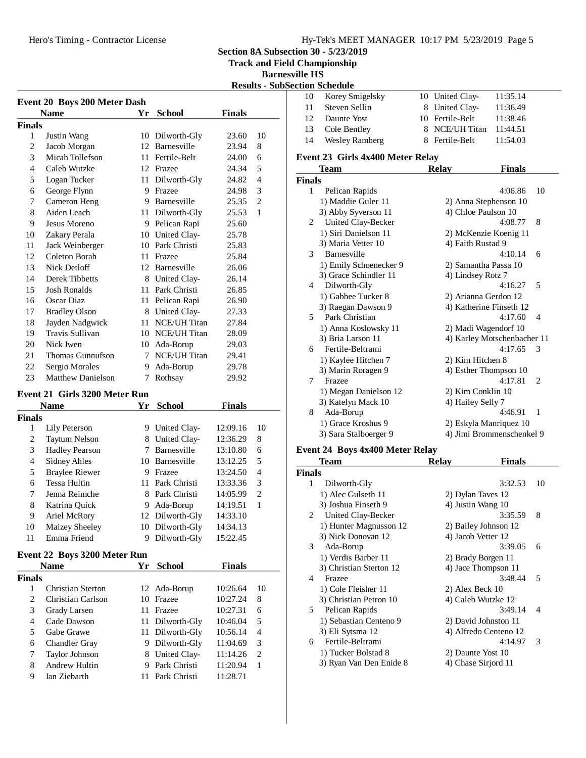## Section 8A Subsection 30 - 5/23/2019
## Track and Field Championship
## Barnesville HS
### Results - SubSection Schedule

### Event 20 Boys 200 Meter Dash

| | Name | Yr | School | Finals | |
|---|---|---|---|---|---|
| **Finals** | | | | | |
| 1 | Justin Wang | 10 | Dilworth-Gly | 23.60 | 10 |
| 2 | Jacob Morgan | 12 | Barnesville | 23.94 | 8 |
| 3 | Micah Tollefson | 11 | Fertile-Belt | 24.00 | 6 |
| 4 | Caleb Wutzke | 12 | Frazee | 24.34 | 5 |
| 5 | Logan Tucker | 11 | Dilworth-Gly | 24.82 | 4 |
| 6 | George Flynn | 9 | Frazee | 24.98 | 3 |
| 7 | Cameron Heng | 9 | Barnesville | 25.35 | 2 |
| 8 | Aiden Leach | 11 | Dilworth-Gly | 25.53 | 1 |
| 9 | Jesus Moreno | 9 | Pelican Rapi | 25.60 | |
| 10 | Zakary Perala | 10 | United Clay- | 25.78 | |
| 11 | Jack Weinberger | 10 | Park Christi | 25.83 | |
| 12 | Coleton Borah | 11 | Frazee | 25.84 | |
| 13 | Nick Detloff | 12 | Barnesville | 26.06 | |
| 14 | Derek Tibbetts | 8 | United Clay- | 26.14 | |
| 15 | Josh Ronalds | 11 | Park Christi | 26.85 | |
| 16 | Oscar Diaz | 11 | Pelican Rapi | 26.90 | |
| 17 | Bradley Olson | 8 | United Clay- | 27.33 | |
| 18 | Jayden Nadgwick | 11 | NCE/UH Titan | 27.84 | |
| 19 | Travis Sullivan | 10 | NCE/UH Titan | 28.09 | |
| 20 | Nick Iwen | 10 | Ada-Borup | 29.03 | |
| 21 | Thomas Gunnufson | 7 | NCE/UH Titan | 29.41 | |
| 22 | Sergio Morales | 9 | Ada-Borup | 29.78 | |
| 23 | Matthew Danielson | 7 | Rothsay | 29.92 | |

### Event 21 Girls 3200 Meter Run

| | Name | Yr | School | Finals | |
|---|---|---|---|---|---|
| **Finals** | | | | | |
| 1 | Lily Peterson | 9 | United Clay- | 12:09.16 | 10 |
| 2 | Taytum Nelson | 8 | United Clay- | 12:36.29 | 8 |
| 3 | Hadley Pearson | 7 | Barnesville | 13:10.80 | 6 |
| 4 | Sidney Ahles | 10 | Barnesville | 13:12.25 | 5 |
| 5 | Braylee Riewer | 9 | Frazee | 13:24.50 | 4 |
| 6 | Tessa Hultin | 11 | Park Christi | 13:33.36 | 3 |
| 7 | Jenna Reimche | 8 | Park Christi | 14:05.99 | 2 |
| 8 | Katrina Quick | 9 | Ada-Borup | 14:19.51 | 1 |
| 9 | Ariel McRory | 12 | Dilworth-Gly | 14:33.10 | |
| 10 | Maizey Sheeley | 10 | Dilworth-Gly | 14:34.13 | |
| 11 | Emma Friend | 9 | Dilworth-Gly | 15:22.45 | |

### Event 22 Boys 3200 Meter Run

| | Name | Yr | School | Finals | |
|---|---|---|---|---|---|
| **Finals** | | | | | |
| 1 | Christian Sterton | 12 | Ada-Borup | 10:26.64 | 10 |
| 2 | Christian Carlson | 10 | Frazee | 10:27.24 | 8 |
| 3 | Grady Larsen | 11 | Frazee | 10:27.31 | 6 |
| 4 | Cade Dawson | 11 | Dilworth-Gly | 10:46.04 | 5 |
| 5 | Gabe Grawe | 11 | Dilworth-Gly | 10:56.14 | 4 |
| 6 | Chandler Gray | 9 | Dilworth-Gly | 11:04.69 | 3 |
| 7 | Taylor Johnson | 8 | United Clay- | 11:14.26 | 2 |
| 8 | Andrew Hultin | 9 | Park Christi | 11:20.94 | 1 |
| 9 | Ian Ziebarth | 11 | Park Christi | 11:28.71 | |
| 10 | Korey Smigelsky | 10 | United Clay- | 11:35.14 | |
| 11 | Steven Sellin | 8 | United Clay- | 11:36.49 | |
| 12 | Daunte Yost | 10 | Fertile-Belt | 11:38.46 | |
| 13 | Cole Bentley | 8 | NCE/UH Titan | 11:44.51 | |
| 14 | Wesley Ramberg | 8 | Fertile-Belt | 11:54.03 | |

### Event 23 Girls 4x400 Meter Relay

| | Team | Relay | Finals | |
|---|---|---|---|---|
| **Finals** | | | | |
| 1 | Pelican Rapids | | 4:06.86 | 10 |
| | 1) Maddie Guler 11 | 2) Anna Stephenson 10 | | |
| | 3) Abby Syverson 11 | 4) Chloe Paulson 10 | | |
| 2 | United Clay-Becker | | 4:08.77 | 8 |
| | 1) Siri Danielson 11 | 2) McKenzie Koenig 11 | | |
| | 3) Maria Vetter 10 | 4) Faith Rustad 9 | | |
| 3 | Barnesville | | 4:10.14 | 6 |
| | 1) Emily Schoenecker 9 | 2) Samantha Passa 10 | | |
| | 3) Grace Schindler 11 | 4) Lindsey Rotz 7 | | |
| 4 | Dilworth-Gly | | 4:16.27 | 5 |
| | 1) Gabbee Tucker 8 | 2) Arianna Gerdon 12 | | |
| | 3) Raegan Dawson 9 | 4) Katherine Finseth 12 | | |
| 5 | Park Christian | | 4:17.60 | 4 |
| | 1) Anna Koslowsky 11 | 2) Madi Wagendorf 10 | | |
| | 3) Bria Larson 11 | 4) Karley Motschenbacher 11 | | |
| 6 | Fertile-Beltrami | | 4:17.65 | 3 |
| | 1) Kaylee Hitchen 7 | 2) Kim Hitchen 8 | | |
| | 3) Marin Roragen 9 | 4) Esther Thompson 10 | | |
| 7 | Frazee | | 4:17.81 | 2 |
| | 1) Megan Danielson 12 | 2) Kim Conklin 10 | | |
| | 3) Katelyn Mack 10 | 4) Hailey Selly 7 | | |
| 8 | Ada-Borup | | 4:46.91 | 1 |
| | 1) Grace Kroshus 9 | 2) Eskyla Manriquez 10 | | |
| | 3) Sara Stalboerger 9 | 4) Jimi Brommenschenkel 9 | | |

### Event 24 Boys 4x400 Meter Relay

| | Team | Relay | Finals | |
|---|---|---|---|---|
| **Finals** | | | | |
| 1 | Dilworth-Gly | | 3:32.53 | 10 |
| | 1) Alec Gulseth 11 | 2) Dylan Taves 12 | | |
| | 3) Joshua Finseth 9 | 4) Justin Wang 10 | | |
| 2 | United Clay-Becker | | 3:35.59 | 8 |
| | 1) Hunter Magnusson 12 | 2) Bailey Johnson 12 | | |
| | 3) Nick Donovan 12 | 4) Jacob Vetter 12 | | |
| 3 | Ada-Borup | | 3:39.05 | 6 |
| | 1) Verdis Barber 11 | 2) Brady Borgen 11 | | |
| | 3) Christian Sterton 12 | 4) Jace Thompson 11 | | |
| 4 | Frazee | | 3:48.44 | 5 |
| | 1) Cole Fleisher 11 | 2) Alex Beck 10 | | |
| | 3) Christian Petron 10 | 4) Caleb Wutzke 12 | | |
| 5 | Pelican Rapids | | 3:49.14 | 4 |
| | 1) Sebastian Centeno 9 | 2) David Johnston 11 | | |
| | 3) Eli Sytsma 12 | 4) Alfredo Centeno 12 | | |
| 6 | Fertile-Beltrami | | 4:14.97 | 3 |
| | 1) Tucker Bolstad 8 | 2) Daunte Yost 10 | | |
| | 3) Ryan Van Den Enide 8 | 4) Chase Sirjord 11 | | |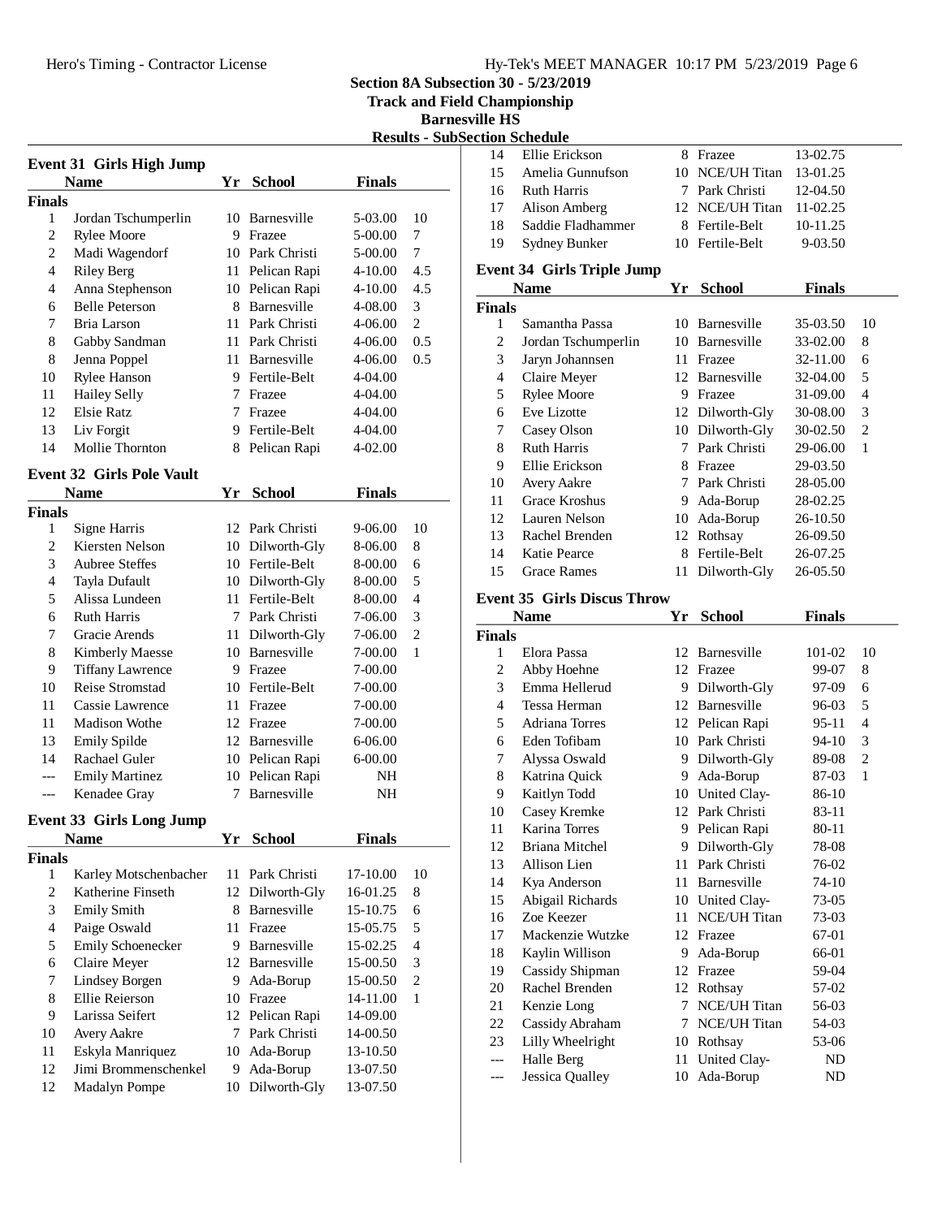Section 8A Subsection 30 - 5/23/2019
Track and Field Championship
Barnesville HS
Results - SubSection Schedule

### Event 31 Girls High Jump

| | Name | Yr | School | Finals | |
|---|---|---|---|---|---|
| **Finals** | | | | | |
| 1 | Jordan Tschumperlin | 10 | Barnesville | 5-03.00 | 10 |
| 2 | Rylee Moore | 9 | Frazee | 5-00.00 | 7 |
| 2 | Madi Wagendorf | 10 | Park Christi | 5-00.00 | 7 |
| 4 | Riley Berg | 11 | Pelican Rapi | 4-10.00 | 4.5 |
| 4 | Anna Stephenson | 10 | Pelican Rapi | 4-10.00 | 4.5 |
| 6 | Belle Peterson | 8 | Barnesville | 4-08.00 | 3 |
| 7 | Bria Larson | 11 | Park Christi | 4-06.00 | 2 |
| 8 | Gabby Sandman | 11 | Park Christi | 4-06.00 | 0.5 |
| 8 | Jenna Poppel | 11 | Barnesville | 4-06.00 | 0.5 |
| 10 | Rylee Hanson | 9 | Fertile-Belt | 4-04.00 | |
| 11 | Hailey Selly | 7 | Frazee | 4-04.00 | |
| 12 | Elsie Ratz | 7 | Frazee | 4-04.00 | |
| 13 | Liv Forgit | 9 | Fertile-Belt | 4-04.00 | |
| 14 | Mollie Thornton | 8 | Pelican Rapi | 4-02.00 | |

### Event 32 Girls Pole Vault

| | Name | Yr | School | Finals | |
|---|---|---|---|---|---|
| **Finals** | | | | | |
| 1 | Signe Harris | 12 | Park Christi | 9-06.00 | 10 |
| 2 | Kiersten Nelson | 10 | Dilworth-Gly | 8-06.00 | 8 |
| 3 | Aubree Steffes | 10 | Fertile-Belt | 8-00.00 | 6 |
| 4 | Tayla Dufault | 10 | Dilworth-Gly | 8-00.00 | 5 |
| 5 | Alissa Lundeen | 11 | Fertile-Belt | 8-00.00 | 4 |
| 6 | Ruth Harris | 7 | Park Christi | 7-06.00 | 3 |
| 7 | Gracie Arends | 11 | Dilworth-Gly | 7-06.00 | 2 |
| 8 | Kimberly Maesse | 10 | Barnesville | 7-00.00 | 1 |
| 9 | Tiffany Lawrence | 9 | Frazee | 7-00.00 | |
| 10 | Reise Stromstad | 10 | Fertile-Belt | 7-00.00 | |
| 11 | Cassie Lawrence | 11 | Frazee | 7-00.00 | |
| 11 | Madison Wothe | 12 | Frazee | 7-00.00 | |
| 13 | Emily Spilde | 12 | Barnesville | 6-06.00 | |
| 14 | Rachael Guler | 10 | Pelican Rapi | 6-00.00 | |
| --- | Emily Martinez | 10 | Pelican Rapi | NH | |
| --- | Kenadee Gray | 7 | Barnesville | NH | |

### Event 33 Girls Long Jump

| | Name | Yr | School | Finals | |
|---|---|---|---|---|---|
| **Finals** | | | | | |
| 1 | Karley Motschenbacher | 11 | Park Christi | 17-10.00 | 10 |
| 2 | Katherine Finseth | 12 | Dilworth-Gly | 16-01.25 | 8 |
| 3 | Emily Smith | 8 | Barnesville | 15-10.75 | 6 |
| 4 | Paige Oswald | 11 | Frazee | 15-05.75 | 5 |
| 5 | Emily Schoenecker | 9 | Barnesville | 15-02.25 | 4 |
| 6 | Claire Meyer | 12 | Barnesville | 15-00.50 | 3 |
| 7 | Lindsey Borgen | 9 | Ada-Borup | 15-00.50 | 2 |
| 8 | Ellie Reierson | 10 | Frazee | 14-11.00 | 1 |
| 9 | Larissa Seifert | 12 | Pelican Rapi | 14-09.00 | |
| 10 | Avery Aakre | 7 | Park Christi | 14-00.50 | |
| 11 | Eskyla Manriquez | 10 | Ada-Borup | 13-10.50 | |
| 12 | Jimi Brommenschenkel | 9 | Ada-Borup | 13-07.50 | |
| 12 | Madalyn Pompe | 10 | Dilworth-Gly | 13-07.50 | |
| 14 | Ellie Erickson | 8 | Frazee | 13-02.75 | |
| 15 | Amelia Gunnufson | 10 | NCE/UH Titan | 13-01.25 | |
| 16 | Ruth Harris | 7 | Park Christi | 12-04.50 | |
| 17 | Alison Amberg | 12 | NCE/UH Titan | 11-02.25 | |
| 18 | Saddie Fladhammer | 8 | Fertile-Belt | 10-11.25 | |
| 19 | Sydney Bunker | 10 | Fertile-Belt | 9-03.50 | |

### Event 34 Girls Triple Jump

| | Name | Yr | School | Finals | |
|---|---|---|---|---|---|
| **Finals** | | | | | |
| 1 | Samantha Passa | 10 | Barnesville | 35-03.50 | 10 |
| 2 | Jordan Tschumperlin | 10 | Barnesville | 33-02.00 | 8 |
| 3 | Jaryn Johannsen | 11 | Frazee | 32-11.00 | 6 |
| 4 | Claire Meyer | 12 | Barnesville | 32-04.00 | 5 |
| 5 | Rylee Moore | 9 | Frazee | 31-09.00 | 4 |
| 6 | Eve Lizotte | 12 | Dilworth-Gly | 30-08.00 | 3 |
| 7 | Casey Olson | 10 | Dilworth-Gly | 30-02.50 | 2 |
| 8 | Ruth Harris | 7 | Park Christi | 29-06.00 | 1 |
| 9 | Ellie Erickson | 8 | Frazee | 29-03.50 | |
| 10 | Avery Aakre | 7 | Park Christi | 28-05.00 | |
| 11 | Grace Kroshus | 9 | Ada-Borup | 28-02.25 | |
| 12 | Lauren Nelson | 10 | Ada-Borup | 26-10.50 | |
| 13 | Rachel Brenden | 12 | Rothsay | 26-09.50 | |
| 14 | Katie Pearce | 8 | Fertile-Belt | 26-07.25 | |
| 15 | Grace Rames | 11 | Dilworth-Gly | 26-05.50 | |

### Event 35 Girls Discus Throw

| | Name | Yr | School | Finals | |
|---|---|---|---|---|---|
| **Finals** | | | | | |
| 1 | Elora Passa | 12 | Barnesville | 101-02 | 10 |
| 2 | Abby Hoehne | 12 | Frazee | 99-07 | 8 |
| 3 | Emma Hellerud | 9 | Dilworth-Gly | 97-09 | 6 |
| 4 | Tessa Herman | 12 | Barnesville | 96-03 | 5 |
| 5 | Adriana Torres | 12 | Pelican Rapi | 95-11 | 4 |
| 6 | Eden Tofibam | 10 | Park Christi | 94-10 | 3 |
| 7 | Alyssa Oswald | 9 | Dilworth-Gly | 89-08 | 2 |
| 8 | Katrina Quick | 9 | Ada-Borup | 87-03 | 1 |
| 9 | Kaitlyn Todd | 10 | United Clay- | 86-10 | |
| 10 | Casey Kremke | 12 | Park Christi | 83-11 | |
| 11 | Karina Torres | 9 | Pelican Rapi | 80-11 | |
| 12 | Briana Mitchel | 9 | Dilworth-Gly | 78-08 | |
| 13 | Allison Lien | 11 | Park Christi | 76-02 | |
| 14 | Kya Anderson | 11 | Barnesville | 74-10 | |
| 15 | Abigail Richards | 10 | United Clay- | 73-05 | |
| 16 | Zoe Keezer | 11 | NCE/UH Titan | 73-03 | |
| 17 | Mackenzie Wutzke | 12 | Frazee | 67-01 | |
| 18 | Kaylin Willison | 9 | Ada-Borup | 66-01 | |
| 19 | Cassidy Shipman | 12 | Frazee | 59-04 | |
| 20 | Rachel Brenden | 12 | Rothsay | 57-02 | |
| 21 | Kenzie Long | 7 | NCE/UH Titan | 56-03 | |
| 22 | Cassidy Abraham | 7 | NCE/UH Titan | 54-03 | |
| 23 | Lilly Wheelright | 10 | Rothsay | 53-06 | |
| --- | Halle Berg | 11 | United Clay- | ND | |
| --- | Jessica Qualley | 10 | Ada-Borup | ND | |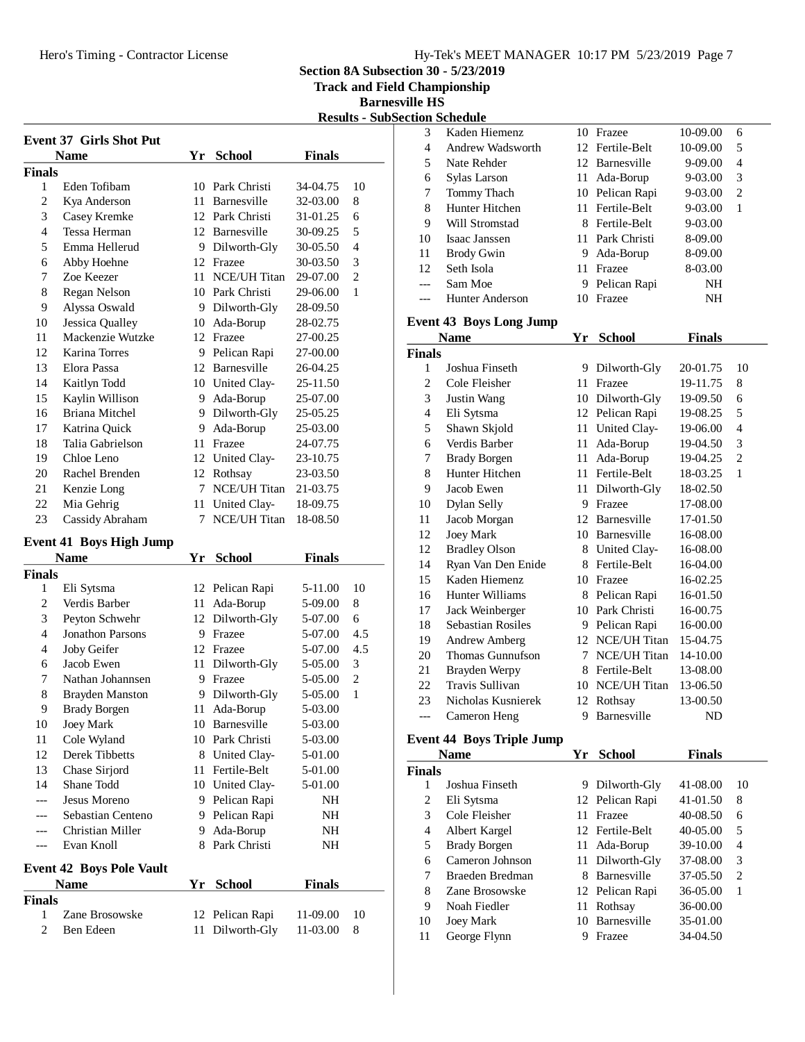Section 8A Subsection 30 - 5/23/2019
Track and Field Championship
Barnesville HS
Results - SubSection Schedule

### Event 37 Girls Shot Put

| | Name | Yr | School | Finals | |
|---|---|---|---|---|---|
| **Finals** | | | | | |
| 1 | Eden Tofibam | 10 | Park Christi | 34-04.75 | 10 |
| 2 | Kya Anderson | 11 | Barnesville | 32-03.00 | 8 |
| 3 | Casey Kremke | 12 | Park Christi | 31-01.25 | 6 |
| 4 | Tessa Herman | 12 | Barnesville | 30-09.25 | 5 |
| 5 | Emma Hellerud | 9 | Dilworth-Gly | 30-05.50 | 4 |
| 6 | Abby Hoehne | 12 | Frazee | 30-03.50 | 3 |
| 7 | Zoe Keezer | 11 | NCE/UH Titan | 29-07.00 | 2 |
| 8 | Regan Nelson | 10 | Park Christi | 29-06.00 | 1 |
| 9 | Alyssa Oswald | 9 | Dilworth-Gly | 28-09.50 | |
| 10 | Jessica Qualley | 10 | Ada-Borup | 28-02.75 | |
| 11 | Mackenzie Wutzke | 12 | Frazee | 27-00.25 | |
| 12 | Karina Torres | 9 | Pelican Rapi | 27-00.00 | |
| 13 | Elora Passa | 12 | Barnesville | 26-04.25 | |
| 14 | Kaitlyn Todd | 10 | United Clay- | 25-11.50 | |
| 15 | Kaylin Willison | 9 | Ada-Borup | 25-07.00 | |
| 16 | Briana Mitchel | 9 | Dilworth-Gly | 25-05.25 | |
| 17 | Katrina Quick | 9 | Ada-Borup | 25-03.00 | |
| 18 | Talia Gabrielson | 11 | Frazee | 24-07.75 | |
| 19 | Chloe Leno | 12 | United Clay- | 23-10.75 | |
| 20 | Rachel Brenden | 12 | Rothsay | 23-03.50 | |
| 21 | Kenzie Long | 7 | NCE/UH Titan | 21-03.75 | |
| 22 | Mia Gehrig | 11 | United Clay- | 18-09.75 | |
| 23 | Cassidy Abraham | 7 | NCE/UH Titan | 18-08.50 | |

### Event 41 Boys High Jump

| | Name | Yr | School | Finals | |
|---|---|---|---|---|---|
| **Finals** | | | | | |
| 1 | Eli Sytsma | 12 | Pelican Rapi | 5-11.00 | 10 |
| 2 | Verdis Barber | 11 | Ada-Borup | 5-09.00 | 8 |
| 3 | Peyton Schwehr | 12 | Dilworth-Gly | 5-07.00 | 6 |
| 4 | Jonathon Parsons | 9 | Frazee | 5-07.00 | 4.5 |
| 4 | Joby Geifer | 12 | Frazee | 5-07.00 | 4.5 |
| 6 | Jacob Ewen | 11 | Dilworth-Gly | 5-05.00 | 3 |
| 7 | Nathan Johannsen | 9 | Frazee | 5-05.00 | 2 |
| 8 | Brayden Manston | 9 | Dilworth-Gly | 5-05.00 | 1 |
| 9 | Brady Borgen | 11 | Ada-Borup | 5-03.00 | |
| 10 | Joey Mark | 10 | Barnesville | 5-03.00 | |
| 11 | Cole Wyland | 10 | Park Christi | 5-03.00 | |
| 12 | Derek Tibbetts | 8 | United Clay- | 5-01.00 | |
| 13 | Chase Sirjord | 11 | Fertile-Belt | 5-01.00 | |
| 14 | Shane Todd | 10 | United Clay- | 5-01.00 | |
| --- | Jesus Moreno | 9 | Pelican Rapi | NH | |
| --- | Sebastian Centeno | 9 | Pelican Rapi | NH | |
| --- | Christian Miller | 9 | Ada-Borup | NH | |
| --- | Evan Knoll | 8 | Park Christi | NH | |

### Event 42 Boys Pole Vault

| | Name | Yr | School | Finals | |
|---|---|---|---|---|---|
| **Finals** | | | | | |
| 1 | Zane Brosowske | 12 | Pelican Rapi | 11-09.00 | 10 |
| 2 | Ben Edeen | 11 | Dilworth-Gly | 11-03.00 | 8 |
| 3 | Kaden Hiemenz | 10 | Frazee | 10-09.00 | 6 |
| 4 | Andrew Wadsworth | 12 | Fertile-Belt | 10-09.00 | 5 |
| 5 | Nate Rehder | 12 | Barnesville | 9-09.00 | 4 |
| 6 | Sylas Larson | 11 | Ada-Borup | 9-03.00 | 3 |
| 7 | Tommy Thach | 10 | Pelican Rapi | 9-03.00 | 2 |
| 8 | Hunter Hitchen | 11 | Fertile-Belt | 9-03.00 | 1 |
| 9 | Will Stromstad | 8 | Fertile-Belt | 9-03.00 | |
| 10 | Isaac Janssen | 11 | Park Christi | 8-09.00 | |
| 11 | Brody Gwin | 9 | Ada-Borup | 8-09.00 | |
| 12 | Seth Isola | 11 | Frazee | 8-03.00 | |
| --- | Sam Moe | 9 | Pelican Rapi | NH | |
| --- | Hunter Anderson | 10 | Frazee | NH | |

### Event 43 Boys Long Jump

| | Name | Yr | School | Finals | |
|---|---|---|---|---|---|
| **Finals** | | | | | |
| 1 | Joshua Finseth | 9 | Dilworth-Gly | 20-01.75 | 10 |
| 2 | Cole Fleisher | 11 | Frazee | 19-11.75 | 8 |
| 3 | Justin Wang | 10 | Dilworth-Gly | 19-09.50 | 6 |
| 4 | Eli Sytsma | 12 | Pelican Rapi | 19-08.25 | 5 |
| 5 | Shawn Skjold | 11 | United Clay- | 19-06.00 | 4 |
| 6 | Verdis Barber | 11 | Ada-Borup | 19-04.50 | 3 |
| 7 | Brady Borgen | 11 | Ada-Borup | 19-04.25 | 2 |
| 8 | Hunter Hitchen | 11 | Fertile-Belt | 18-03.25 | 1 |
| 9 | Jacob Ewen | 11 | Dilworth-Gly | 18-02.50 | |
| 10 | Dylan Selly | 9 | Frazee | 17-08.00 | |
| 11 | Jacob Morgan | 12 | Barnesville | 17-01.50 | |
| 12 | Joey Mark | 10 | Barnesville | 16-08.00 | |
| 12 | Bradley Olson | 8 | United Clay- | 16-08.00 | |
| 14 | Ryan Van Den Enide | 8 | Fertile-Belt | 16-04.00 | |
| 15 | Kaden Hiemenz | 10 | Frazee | 16-02.25 | |
| 16 | Hunter Williams | 8 | Pelican Rapi | 16-01.50 | |
| 17 | Jack Weinberger | 10 | Park Christi | 16-00.75 | |
| 18 | Sebastian Rosiles | 9 | Pelican Rapi | 16-00.00 | |
| 19 | Andrew Amberg | 12 | NCE/UH Titan | 15-04.75 | |
| 20 | Thomas Gunnufson | 7 | NCE/UH Titan | 14-10.00 | |
| 21 | Brayden Werpy | 8 | Fertile-Belt | 13-08.00 | |
| 22 | Travis Sullivan | 10 | NCE/UH Titan | 13-06.50 | |
| 23 | Nicholas Kusnierek | 12 | Rothsay | 13-00.50 | |
| --- | Cameron Heng | 9 | Barnesville | ND | |

### Event 44 Boys Triple Jump

| | Name | Yr | School | Finals | |
|---|---|---|---|---|---|
| **Finals** | | | | | |
| 1 | Joshua Finseth | 9 | Dilworth-Gly | 41-08.00 | 10 |
| 2 | Eli Sytsma | 12 | Pelican Rapi | 41-01.50 | 8 |
| 3 | Cole Fleisher | 11 | Frazee | 40-08.50 | 6 |
| 4 | Albert Kargel | 12 | Fertile-Belt | 40-05.00 | 5 |
| 5 | Brady Borgen | 11 | Ada-Borup | 39-10.00 | 4 |
| 6 | Cameron Johnson | 11 | Dilworth-Gly | 37-08.00 | 3 |
| 7 | Braeden Bredman | 8 | Barnesville | 37-05.50 | 2 |
| 8 | Zane Brosowske | 12 | Pelican Rapi | 36-05.00 | 1 |
| 9 | Noah Fiedler | 11 | Rothsay | 36-00.00 | |
| 10 | Joey Mark | 10 | Barnesville | 35-01.00 | |
| 11 | George Flynn | 9 | Frazee | 34-04.50 | |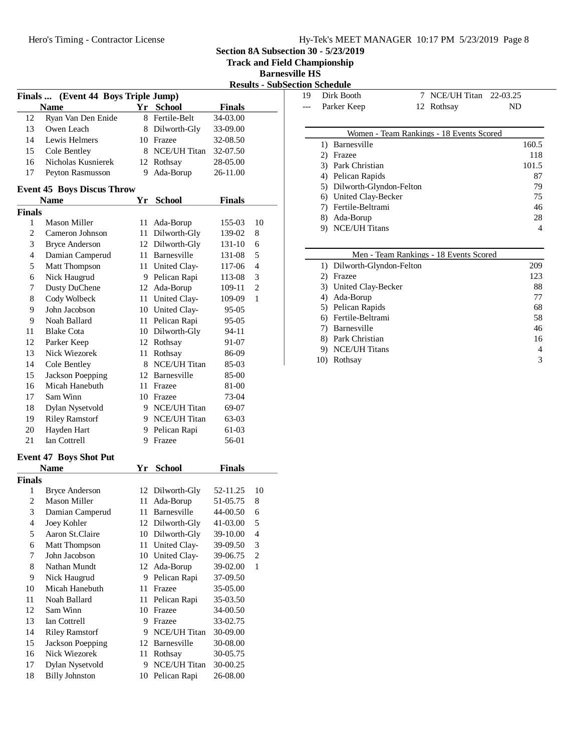### Finals ... (Event 44 Boys Triple Jump)

| | Name | Yr | School | Finals |
|---|---|---|---|---|
| 12 | Ryan Van Den Enide | 8 | Fertile-Belt | 34-03.00 |
| 13 | Owen Leach | 8 | Dilworth-Gly | 33-09.00 |
| 14 | Lewis Helmers | 10 | Frazee | 32-08.50 |
| 15 | Cole Bentley | 8 | NCE/UH Titan | 32-07.50 |
| 16 | Nicholas Kusnierek | 12 | Rothsay | 28-05.00 |
| 17 | Peyton Rasmusson | 9 | Ada-Borup | 26-11.00 |

### Event 45 Boys Discus Throw

| | Name | Yr | School | Finals | |
|---|---|---|---|---|---|
| **Finals** | | | | | |
| 1 | Mason Miller | 11 | Ada-Borup | 155-03 | 10 |
| 2 | Cameron Johnson | 11 | Dilworth-Gly | 139-02 | 8 |
| 3 | Bryce Anderson | 12 | Dilworth-Gly | 131-10 | 6 |
| 4 | Damian Camperud | 11 | Barnesville | 131-08 | 5 |
| 5 | Matt Thompson | 11 | United Clay- | 117-06 | 4 |
| 6 | Nick Haugrud | 9 | Pelican Rapi | 113-08 | 3 |
| 7 | Dusty DuChene | 12 | Ada-Borup | 109-11 | 2 |
| 8 | Cody Wolbeck | 11 | United Clay- | 109-09 | 1 |
| 9 | John Jacobson | 10 | United Clay- | 95-05 | |
| 9 | Noah Ballard | 11 | Pelican Rapi | 95-05 | |
| 11 | Blake Cota | 10 | Dilworth-Gly | 94-11 | |
| 12 | Parker Keep | 12 | Rothsay | 91-07 | |
| 13 | Nick Wiezorek | 11 | Rothsay | 86-09 | |
| 14 | Cole Bentley | 8 | NCE/UH Titan | 85-03 | |
| 15 | Jackson Poepping | 12 | Barnesville | 85-00 | |
| 16 | Micah Hanebuth | 11 | Frazee | 81-00 | |
| 17 | Sam Winn | 10 | Frazee | 73-04 | |
| 18 | Dylan Nysetvold | 9 | NCE/UH Titan | 69-07 | |
| 19 | Riley Ramstorf | 9 | NCE/UH Titan | 63-03 | |
| 20 | Hayden Hart | 9 | Pelican Rapi | 61-03 | |
| 21 | Ian Cottrell | 9 | Frazee | 56-01 | |

### Event 47 Boys Shot Put

| | Name | Yr | School | Finals | |
|---|---|---|---|---|---|
| **Finals** | | | | | |
| 1 | Bryce Anderson | 12 | Dilworth-Gly | 52-11.25 | 10 |
| 2 | Mason Miller | 11 | Ada-Borup | 51-05.75 | 8 |
| 3 | Damian Camperud | 11 | Barnesville | 44-00.50 | 6 |
| 4 | Joey Kohler | 12 | Dilworth-Gly | 41-03.00 | 5 |
| 5 | Aaron St.Claire | 10 | Dilworth-Gly | 39-10.00 | 4 |
| 6 | Matt Thompson | 11 | United Clay- | 39-09.50 | 3 |
| 7 | John Jacobson | 10 | United Clay- | 39-06.75 | 2 |
| 8 | Nathan Mundt | 12 | Ada-Borup | 39-02.00 | 1 |
| 9 | Nick Haugrud | 9 | Pelican Rapi | 37-09.50 | |
| 10 | Micah Hanebuth | 11 | Frazee | 35-05.00 | |
| 11 | Noah Ballard | 11 | Pelican Rapi | 35-03.50 | |
| 12 | Sam Winn | 10 | Frazee | 34-00.50 | |
| 13 | Ian Cottrell | 9 | Frazee | 33-02.75 | |
| 14 | Riley Ramstorf | 9 | NCE/UH Titan | 30-09.00 | |
| 15 | Jackson Poepping | 12 | Barnesville | 30-08.00 | |
| 16 | Nick Wiezorek | 11 | Rothsay | 30-05.75 | |
| 17 | Dylan Nysetvold | 9 | NCE/UH Titan | 30-00.25 | |
| 18 | Billy Johnston | 10 | Pelican Rapi | 26-08.00 | |

| | Name | Yr | School | Finals |
|---|---|---|---|---|
| 19 | Dirk Booth | 7 | NCE/UH Titan | 22-03.25 |
| --- | Parker Keep | 12 | Rothsay | ND |

### Women - Team Rankings - 18 Events Scored

| | Team | Points |
|---|---|---|
| 1) | Barnesville | 160.5 |
| 2) | Frazee | 118 |
| 3) | Park Christian | 101.5 |
| 4) | Pelican Rapids | 87 |
| 5) | Dilworth-Glyndon-Felton | 79 |
| 6) | United Clay-Becker | 75 |
| 7) | Fertile-Beltrami | 46 |
| 8) | Ada-Borup | 28 |
| 9) | NCE/UH Titans | 4 |

### Men - Team Rankings - 18 Events Scored

| | Team | Points |
|---|---|---|
| 1) | Dilworth-Glyndon-Felton | 209 |
| 2) | Frazee | 123 |
| 3) | United Clay-Becker | 88 |
| 4) | Ada-Borup | 77 |
| 5) | Pelican Rapids | 68 |
| 6) | Fertile-Beltrami | 58 |
| 7) | Barnesville | 46 |
| 8) | Park Christian | 16 |
| 9) | NCE/UH Titans | 4 |
| 10) | Rothsay | 3 |